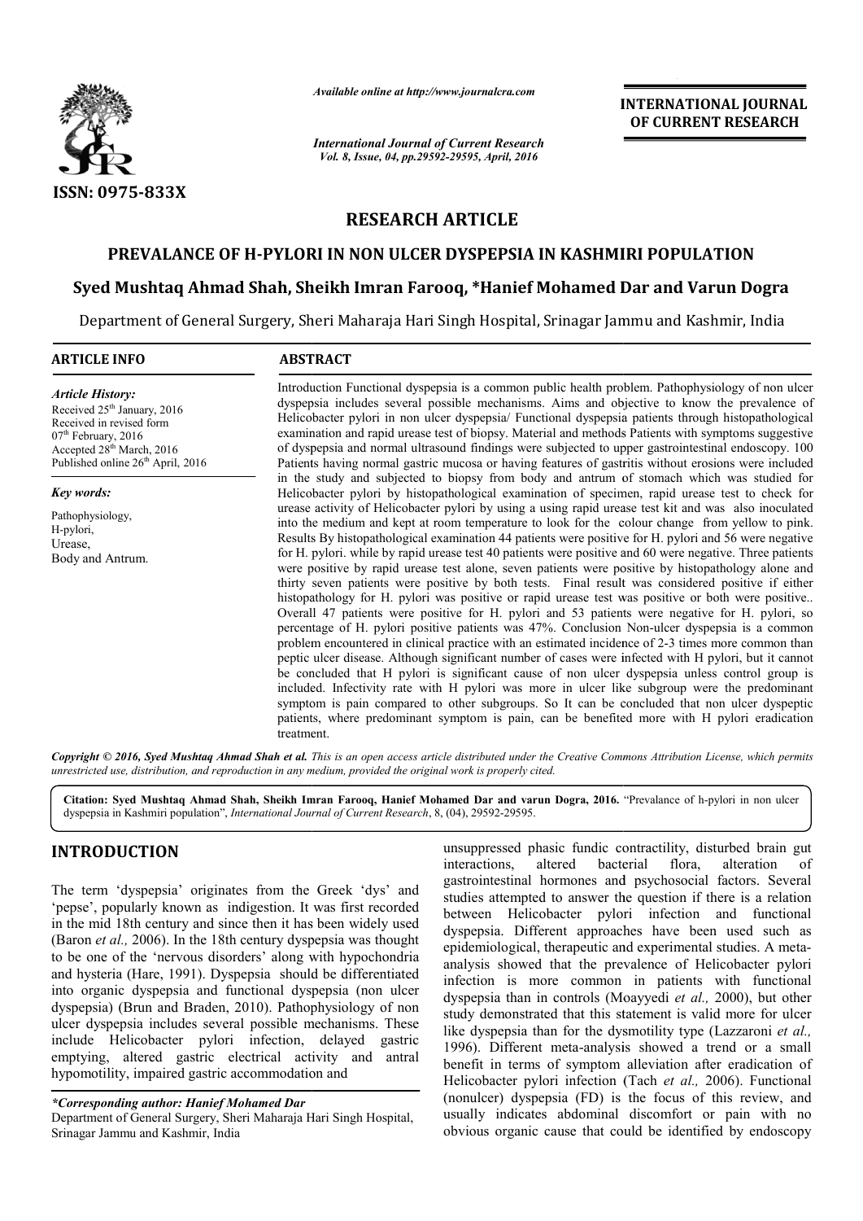ISSN: 0975-833X

*Available online at http://www.journalcra.com*

*International Journal of Current Research*
*Vol. 8, Issue, 04, pp.29592-29595, April, 2016*

**INTERNATIONAL JOURNAL OF CURRENT RESEARCH**

## RESEARCH ARTICLE

# PREVALANCE OF H-PYLORI IN NON ULCER DYSPEPSIA IN KASHMIRI POPULATION

**Syed Mushtaq Ahmad Shah, Sheikh Imran Farooq, *Hanief Mohamed Dar and Varun Dogra**

Department of General Surgery, Sheri Maharaja Hari Singh Hospital, Srinagar Jammu and Kashmir, India

### ARTICLE INFO

*Article History:*
Received 25th January, 2016
Received in revised form
07th February, 2016
Accepted 28th March, 2016
Published online 26th April, 2016

*Key words:*
Pathophysiology,
H-pylori,
Urease,
Body and Antrum.

### ABSTRACT

Introduction Functional dyspepsia is a common public health problem. Pathophysiology of non ulcer dyspepsia includes several possible mechanisms. Aims and objective to know the prevalence of Helicobacter pylori in non ulcer dyspepsia/ Functional dyspepsia patients through histopathological examination and rapid urease test of biopsy. Material and methods Patients with symptoms suggestive of dyspepsia and normal ultrasound findings were subjected to upper gastrointestinal endoscopy. 100 Patients having normal gastric mucosa or having features of gastritis without erosions were included in the study and subjected to biopsy from body and antrum of stomach which was studied for Helicobacter pylori by histopathological examination of specimen, rapid urease test to check for urease activity of Helicobacter pylori by using a using rapid urease test kit and was also inoculated into the medium and kept at room temperature to look for the colour change from yellow to pink. Results By histopathological examination 44 patients were positive for H. pylori and 56 were negative for H. pylori. while by rapid urease test 40 patients were positive and 60 were negative. Three patients were positive by rapid urease test alone, seven patients were positive by histopathology alone and thirty seven patients were positive by both tests. Final result was considered positive if either histopathology for H. pylori was positive or rapid urease test was positive or both were positive.. Overall 47 patients were positive for H. pylori and 53 patients were negative for H. pylori, so percentage of H. pylori positive patients was 47%. Conclusion Non-ulcer dyspepsia is a common problem encountered in clinical practice with an estimated incidence of 2-3 times more common than peptic ulcer disease. Although significant number of cases were infected with H pylori, but it cannot be concluded that H pylori is significant cause of non ulcer dyspepsia unless control group is included. Infectivity rate with H pylori was more in ulcer like subgroup were the predominant symptom is pain compared to other subgroups. So It can be concluded that non ulcer dyspeptic patients, where predominant symptom is pain, can be benefited more with H pylori eradication treatment.

*Copyright © 2016, Syed Mushtaq Ahmad Shah et al. This is an open access article distributed under the Creative Commons Attribution License, which permits unrestricted use, distribution, and reproduction in any medium, provided the original work is properly cited.*

**Citation: Syed Mushtaq Ahmad Shah, Sheikh Imran Farooq, Hanief Mohamed Dar and varun Dogra, 2016.** "Prevalance of h-pylori in non ulcer dyspepsia in Kashmiri population", *International Journal of Current Research*, 8, (04), 29592-29595.

## INTRODUCTION

The term 'dyspepsia' originates from the Greek 'dys' and 'pepse', popularly known as indigestion. It was first recorded in the mid 18th century and since then it has been widely used (Baron *et al.,* 2006). In the 18th century dyspepsia was thought to be one of the 'nervous disorders' along with hypochondria and hysteria (Hare, 1991). Dyspepsia should be differentiated into organic dyspepsia and functional dyspepsia (non ulcer dyspepsia) (Brun and Braden, 2010). Pathophysiology of non ulcer dyspepsia includes several possible mechanisms. These include Helicobacter pylori infection, delayed gastric emptying, altered gastric electrical activity and antral hypomotility, impaired gastric accommodation and unsuppressed phasic fundic contractility, disturbed brain gut interactions, altered bacterial flora, alteration of gastrointestinal hormones and psychosocial factors. Several studies attempted to answer the question if there is a relation between Helicobacter pylori infection and functional dyspepsia. Different approaches have been used such as epidemiological, therapeutic and experimental studies. A meta-analysis showed that the prevalence of Helicobacter pylori infection is more common in patients with functional dyspepsia than in controls (Moayyedi *et al.,* 2000), but other study demonstrated that this statement is valid more for ulcer like dyspepsia than for the dysmotility type (Lazzaroni *et al.,* 1996). Different meta-analysis showed a trend or a small benefit in terms of symptom alleviation after eradication of Helicobacter pylori infection (Tach *et al.,* 2006). Functional (nonulcer) dyspepsia (FD) is the focus of this review, and usually indicates abdominal discomfort or pain with no obvious organic cause that could be identified by endoscopy

**\*Corresponding author: Hanief Mohamed Dar**
Department of General Surgery, Sheri Maharaja Hari Singh Hospital, Srinagar Jammu and Kashmir, India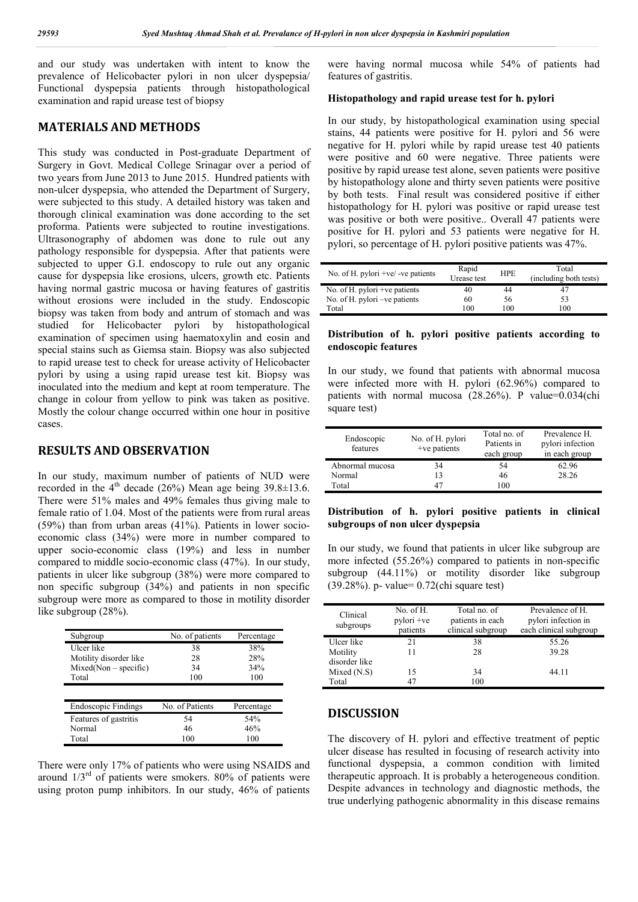and our study was undertaken with intent to know the prevalence of Helicobacter pylori in non ulcer dyspepsia/ Functional dyspepsia patients through histopathological examination and rapid urease test of biopsy

## MATERIALS AND METHODS

This study was conducted in Post-graduate Department of Surgery in Govt. Medical College Srinagar over a period of two years from June 2013 to June 2015. Hundred patients with non-ulcer dyspepsia, who attended the Department of Surgery, were subjected to this study. A detailed history was taken and thorough clinical examination was done according to the set proforma. Patients were subjected to routine investigations. Ultrasonography of abdomen was done to rule out any pathology responsible for dyspepsia. After that patients were subjected to upper G.I. endoscopy to rule out any organic cause for dyspepsia like erosions, ulcers, growth etc. Patients having normal gastric mucosa or having features of gastritis without erosions were included in the study. Endoscopic biopsy was taken from body and antrum of stomach and was studied for Helicobacter pylori by histopathological examination of specimen using haematoxylin and eosin and special stains such as Giemsa stain. Biopsy was also subjected to rapid urease test to check for urease activity of Helicobacter pylori by using a using rapid urease test kit. Biopsy was inoculated into the medium and kept at room temperature. The change in colour from yellow to pink was taken as positive. Mostly the colour change occurred within one hour in positive cases.

## RESULTS AND OBSERVATION

In our study, maximum number of patients of NUD were recorded in the 4th decade (26%) Mean age being 39.8±13.6. There were 51% males and 49% females thus giving male to female ratio of 1.04. Most of the patients were from rural areas (59%) than from urban areas (41%). Patients in lower socio-economic class (34%) were more in number compared to upper socio-economic class (19%) and less in number compared to middle socio-economic class (47%). In our study, patients in ulcer like subgroup (38%) were more compared to non specific subgroup (34%) and patients in non specific subgroup were more as compared to those in motility disorder like subgroup (28%).

| Subgroup | No. of patients | Percentage |
|---|---|---|
| Ulcer like | 38 | 38% |
| Motility disorder like | 28 | 28% |
| Mixed(Non – specific) | 34 | 34% |
| Total | 100 | 100 |

| Endoscopic Findings | No. of Patients | Percentage |
|---|---|---|
| Features of gastritis | 54 | 54% |
| Normal | 46 | 46% |
| Total | 100 | 100 |

There were only 17% of patients who were using NSAIDS and around 1/3rd of patients were smokers. 80% of patients were using proton pump inhibitors. In our study, 46% of patients were having normal mucosa while 54% of patients had features of gastritis.

### Histopathology and rapid urease test for h. pylori

In our study, by histopathological examination using special stains, 44 patients were positive for H. pylori and 56 were negative for H. pylori while by rapid urease test 40 patients were positive and 60 were negative. Three patients were positive by rapid urease test alone, seven patients were positive by histopathology alone and thirty seven patients were positive by both tests. Final result was considered positive if either histopathology for H. pylori was positive or rapid urease test was positive or both were positive.. Overall 47 patients were positive for H. pylori and 53 patients were negative for H. pylori, so percentage of H. pylori positive patients was 47%.

| No. of H. pylori +ve/ -ve patients | Rapid Urease test | HPE | Total (including both tests) |
|---|---|---|---|
| No. of H. pylori +ve patients | 40 | 44 | 47 |
| No. of H. pylori –ve patients | 60 | 56 | 53 |
| Total | 100 | 100 | 100 |

### Distribution of h. pylori positive patients according to endoscopic features

In our study, we found that patients with abnormal mucosa were infected more with H. pylori (62.96%) compared to patients with normal mucosa (28.26%). P value=0.034(chi square test)

| Endoscopic features | No. of H. pylori +ve patients | Total no. of Patients in each group | Prevalence H. pylori infection in each group |
|---|---|---|---|
| Abnormal mucosa | 34 | 54 | 62.96 |
| Normal | 13 | 46 | 28.26 |
| Total | 47 | 100 | |

### Distribution of h. pylori positive patients in clinical subgroups of non ulcer dyspepsia

In our study, we found that patients in ulcer like subgroup are more infected (55.26%) compared to patients in non-specific subgroup (44.11%) or motility disorder like subgroup (39.28%). p- value= 0.72(chi square test)

| Clinical subgroups | No. of H. pylori +ve patients | Total no. of patients in each clinical subgroup | Prevalence of H. pylori infection in each clinical subgroup |
|---|---|---|---|
| Ulcer like | 21 | 38 | 55.26 |
| Motility disorder like | 11 | 28 | 39.28 |
| Mixed (N.S) | 15 | 34 | 44.11 |
| Total | 47 | 100 | |

## DISCUSSION

The discovery of H. pylori and effective treatment of peptic ulcer disease has resulted in focusing of research activity into functional dyspepsia, a common condition with limited therapeutic approach. It is probably a heterogeneous condition. Despite advances in technology and diagnostic methods, the true underlying pathogenic abnormality in this disease remains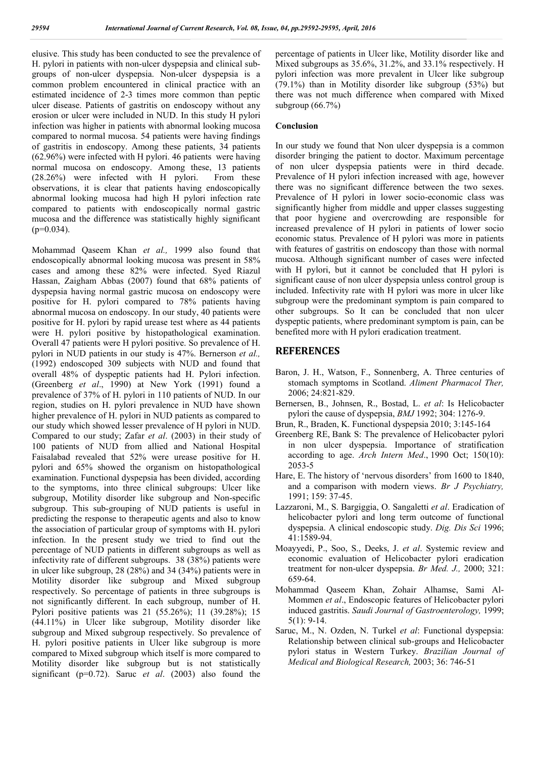elusive. This study has been conducted to see the prevalence of H. pylori in patients with non-ulcer dyspepsia and clinical sub-groups of non-ulcer dyspepsia. Non-ulcer dyspepsia is a common problem encountered in clinical practice with an estimated incidence of 2-3 times more common than peptic ulcer disease. Patients of gastritis on endoscopy without any erosion or ulcer were included in NUD. In this study H pylori infection was higher in patients with abnormal looking mucosa compared to normal mucosa. 54 patients were having findings of gastritis in endoscopy. Among these patients, 34 patients (62.96%) were infected with H pylori. 46 patients were having normal mucosa on endoscopy. Among these, 13 patients (28.26%) were infected with H pylori. From these observations, it is clear that patients having endoscopically abnormal looking mucosa had high H pylori infection rate compared to patients with endoscopically normal gastric mucosa and the difference was statistically highly significant ($p=0.034$).

Mohammad Qaseem Khan *et al.,* 1999 also found that endoscopically abnormal looking mucosa was present in 58% cases and among these 82% were infected. Syed Riazul Hassan, Zaigham Abbas (2007) found that 68% patients of dyspepsia having normal gastric mucosa on endoscopy were positive for H. pylori compared to 78% patients having abnormal mucosa on endoscopy. In our study, 40 patients were positive for H. pylori by rapid urease test where as 44 patients were H. pylori positive by histopathological examination. Overall 47 patients were H pylori positive. So prevalence of H. pylori in NUD patients in our study is 47%. Bernerson *et al.,* (1992) endoscoped 309 subjects with NUD and found that overall 48% of dyspeptic patients had H. Pylori infection. (Greenberg *et al*., 1990) at New York (1991) found a prevalence of 37% of H. pylori in 110 patients of NUD. In our region, studies on H. pylori prevalence in NUD have shown higher prevalence of H. pylori in NUD patients as compared to our study which showed lesser prevalence of H pylori in NUD. Compared to our study; Zafar *et al*. (2003) in their study of 100 patients of NUD from allied and National Hospital Faisalabad revealed that 52% were urease positive for H. pylori and 65% showed the organism on histopathological examination. Functional dyspepsia has been divided, according to the symptoms, into three clinical subgroups: Ulcer like subgroup, Motility disorder like subgroup and Non-specific subgroup. This sub-grouping of NUD patients is useful in predicting the response to therapeutic agents and also to know the association of particular group of symptoms with H. pylori infection. In the present study we tried to find out the percentage of NUD patients in different subgroups as well as infectivity rate of different subgroups. 38 (38%) patients were in ulcer like subgroup, 28 (28%) and 34 (34%) patients were in Motility disorder like subgroup and Mixed subgroup respectively. So percentage of patients in three subgroups is not significantly different. In each subgroup, number of H. Pylori positive patients was 21 (55.26%); 11 (39.28%); 15 (44.11%) in Ulcer like subgroup, Motility disorder like subgroup and Mixed subgroup respectively. So prevalence of H. pylori positive patients in Ulcer like subgroup is more compared to Mixed subgroup which itself is more compared to Motility disorder like subgroup but is not statistically significant ($p=0.72$). Saruc *et al*. (2003) also found the percentage of patients in Ulcer like, Motility disorder like and Mixed subgroups as 35.6%, 31.2%, and 33.1% respectively. H pylori infection was more prevalent in Ulcer like subgroup (79.1%) than in Motility disorder like subgroup (53%) but there was not much difference when compared with Mixed subgroup (66.7%)

### Conclusion

In our study we found that Non ulcer dyspepsia is a common disorder bringing the patient to doctor. Maximum percentage of non ulcer dyspepsia patients were in third decade. Prevalence of H pylori infection increased with age, however there was no significant difference between the two sexes. Prevalence of H pylori in lower socio-economic class was significantly higher from middle and upper classes suggesting that poor hygiene and overcrowding are responsible for increased prevalence of H pylori in patients of lower socio economic status. Prevalence of H pylori was more in patients with features of gastritis on endoscopy than those with normal mucosa. Although significant number of cases were infected with H pylori, but it cannot be concluded that H pylori is significant cause of non ulcer dyspepsia unless control group is included. Infectivity rate with H pylori was more in ulcer like subgroup were the predominant symptom is pain compared to other subgroups. So It can be concluded that non ulcer dyspeptic patients, where predominant symptom is pain, can be benefited more with H pylori eradication treatment.

## REFERENCES

- Baron, J. H., Watson, F., Sonnenberg, A. Three centuries of stomach symptoms in Scotland. *Aliment Pharmacol Ther,* 2006; 24:821-829.
- Bernersen, B., Johnsen, R., Bostad, L. *et al*: Is Helicobacter pylori the cause of dyspepsia, *BMJ* 1992; 304: 1276-9.
- Brun, R., Braden, K. Functional dyspepsia 2010; 3:145-164
- Greenberg RE, Bank S: The prevalence of Helicobacter pylori in non ulcer dyspepsia. Importance of stratification according to age. *Arch Intern Med*., 1990 Oct; 150(10): 2053-5
- Hare, E. The history of 'nervous disorders' from 1600 to 1840, and a comparison with modern views. *Br J Psychiatry,* 1991; 159: 37-45.
- Lazzaroni, M., S. Bargiggia, O. Sangaletti *et al*. Eradication of helicobacter pylori and long term outcome of functional dyspepsia. A clinical endoscopic study. *Dig. Dis Sci* 1996; 41:1589-94.
- Moayyedi, P., Soo, S., Deeks, J. *et al*. Systemic review and economic evaluation of Helicobacter pylori eradication treatment for non-ulcer dyspepsia. *Br Med. J.,* 2000; 321: 659-64.
- Mohammad Qaseem Khan, Zohair Alhamse, Sami Al-Mommen *et al*., Endoscopic features of Helicobacter pylori induced gastritis. *Saudi Journal of Gastroenterology,* 1999; 5(1): 9-14.
- Saruc, M., N. Ozden, N. Turkel *et al*: Functional dyspepsia: Relationship between clinical sub-groups and Helicobacter pylori status in Western Turkey. *Brazilian Journal of Medical and Biological Research,* 2003; 36: 746-51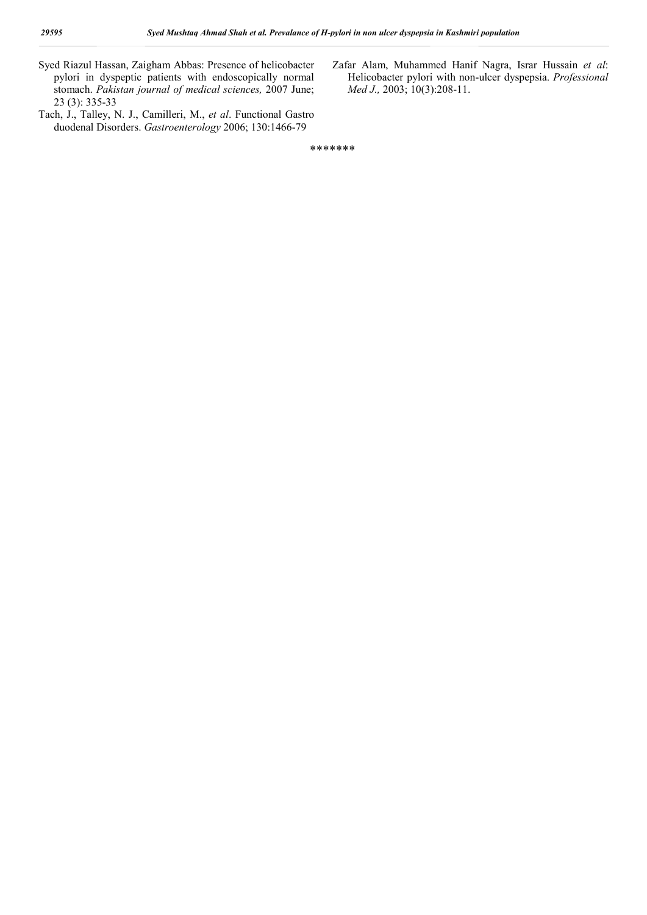Syed Riazul Hassan, Zaigham Abbas: Presence of helicobacter pylori in dyspeptic patients with endoscopically normal stomach. *Pakistan journal of medical sciences,* 2007 June; 23 (3): 335-33

Tach, J., Talley, N. J., Camilleri, M., *et al*. Functional Gastro duodenal Disorders. *Gastroenterology* 2006; 130:1466-79

Zafar Alam, Muhammed Hanif Nagra, Israr Hussain *et al*: Helicobacter pylori with non-ulcer dyspepsia. *Professional Med J.,* 2003; 10(3):208-11.

\*\*\*\*\*\*\*